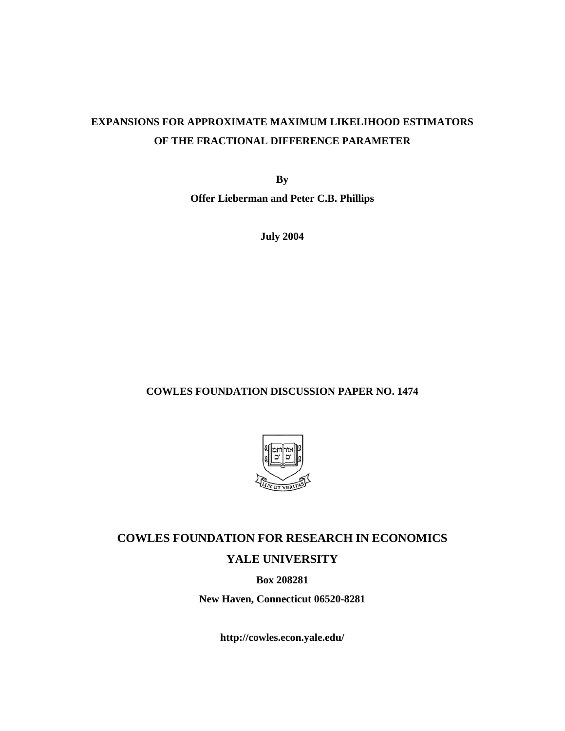# EXPANSIONS FOR APPROXIMATE MAXIMUM LIKELIHOOD ESTIMATORS OF THE FRACTIONAL DIFFERENCE PARAMETER

**By**

**Offer Lieberman and Peter C.B. Phillips**

**July 2004**

**COWLES FOUNDATION DISCUSSION PAPER NO. 1474**

## COWLES FOUNDATION FOR RESEARCH IN ECONOMICS

## YALE UNIVERSITY

**Box 208281**

**New Haven, Connecticut 06520-8281**

**http://cowles.econ.yale.edu/**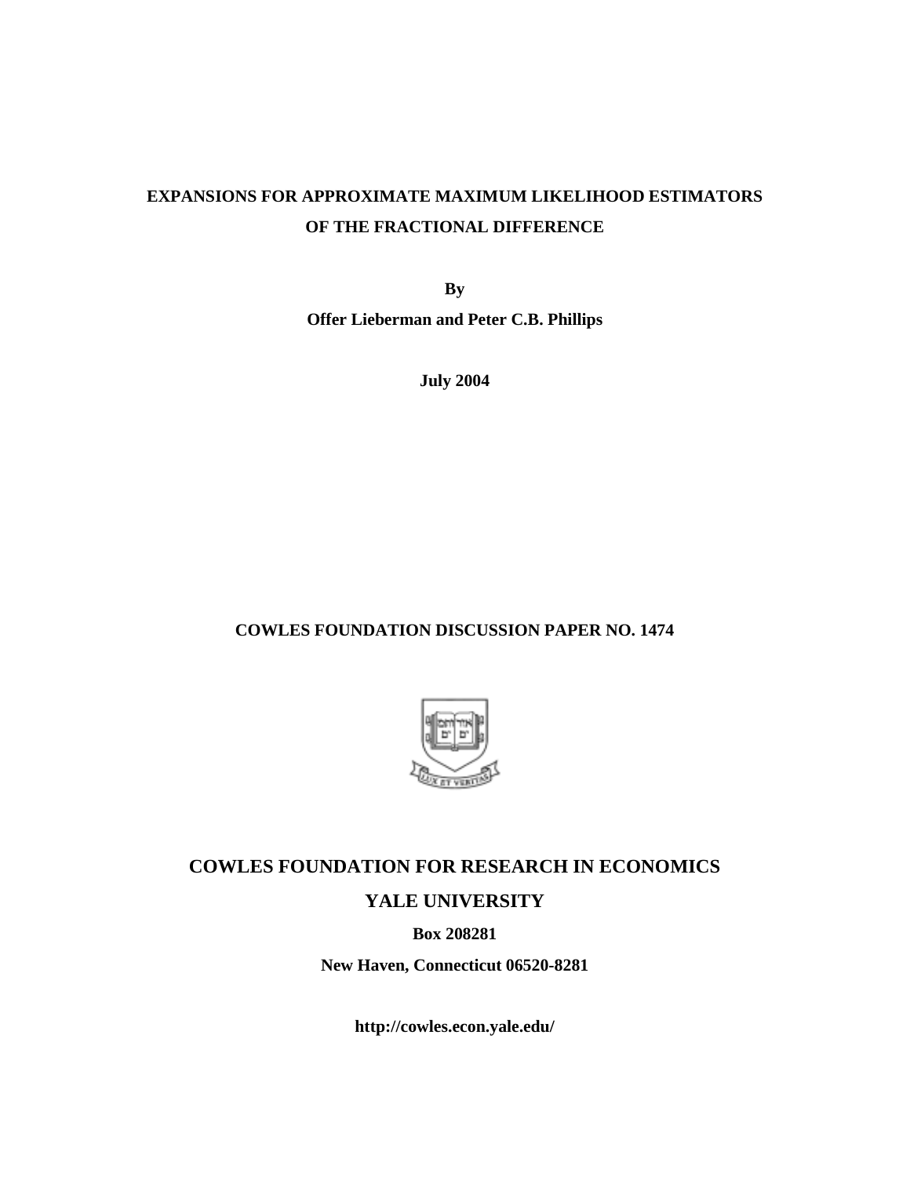**EXPANSIONS FOR APPROXIMATE MAXIMUM LIKELIHOOD ESTIMATORS**

**OF THE FRACTIONAL DIFFERENCE**

**By**

**Offer Lieberman and Peter C.B. Phillips**

**July 2004**

**COWLES FOUNDATION DISCUSSION PAPER NO. 1474**

**COWLES FOUNDATION FOR RESEARCH IN ECONOMICS**

**YALE UNIVERSITY**

**Box 208281**

**New Haven, Connecticut 06520-8281**

**http://cowles.econ.yale.edu/**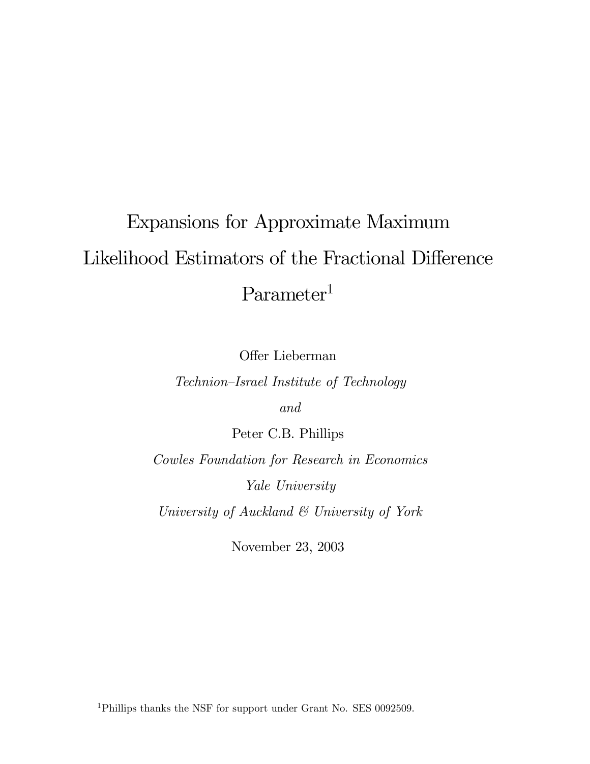# Expansions for Approximate Maximum Likelihood Estimators of the Fractional Difference Parameter[1]

Offer Lieberman

*Technion–Israel Institute of Technology*

*and*

Peter C.B. Phillips

*Cowles Foundation for Research in Economics*

*Yale University*

*University of Auckland & University of York*

November 23, 2003

[1] Phillips thanks the NSF for support under Grant No. SES 0092509.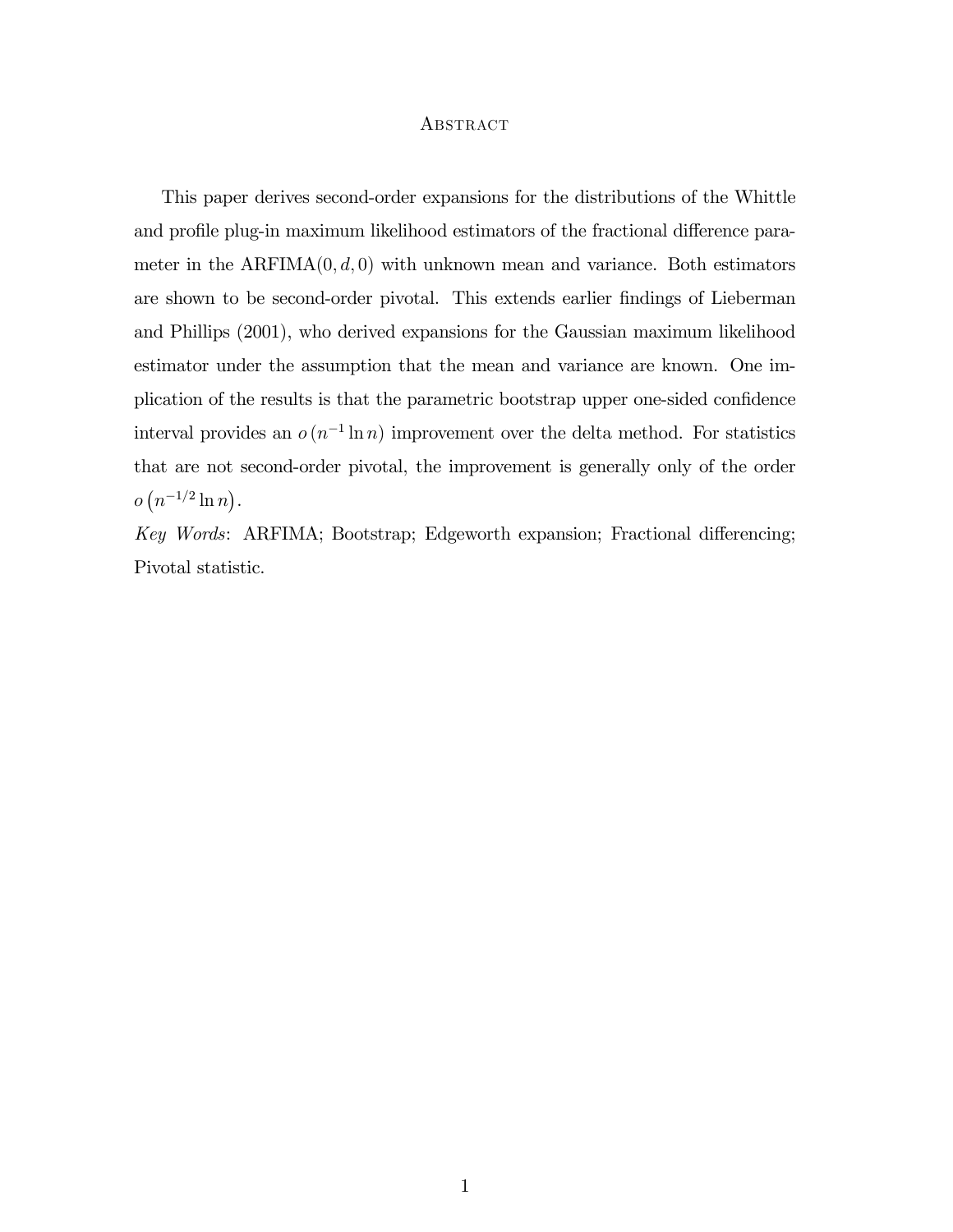## Abstract

This paper derives second-order expansions for the distributions of the Whittle and profile plug-in maximum likelihood estimators of the fractional difference parameter in the ARFIMA$(0, d, 0)$ with unknown mean and variance. Both estimators are shown to be second-order pivotal. This extends earlier findings of Lieberman and Phillips (2001), who derived expansions for the Gaussian maximum likelihood estimator under the assumption that the mean and variance are known. One implication of the results is that the parametric bootstrap upper one-sided confidence interval provides an $o(n^{-1} \ln n)$ improvement over the delta method. For statistics that are not second-order pivotal, the improvement is generally only of the order $o(n^{-1/2} \ln n)$.

*Key Words*: ARFIMA; Bootstrap; Edgeworth expansion; Fractional differencing; Pivotal statistic.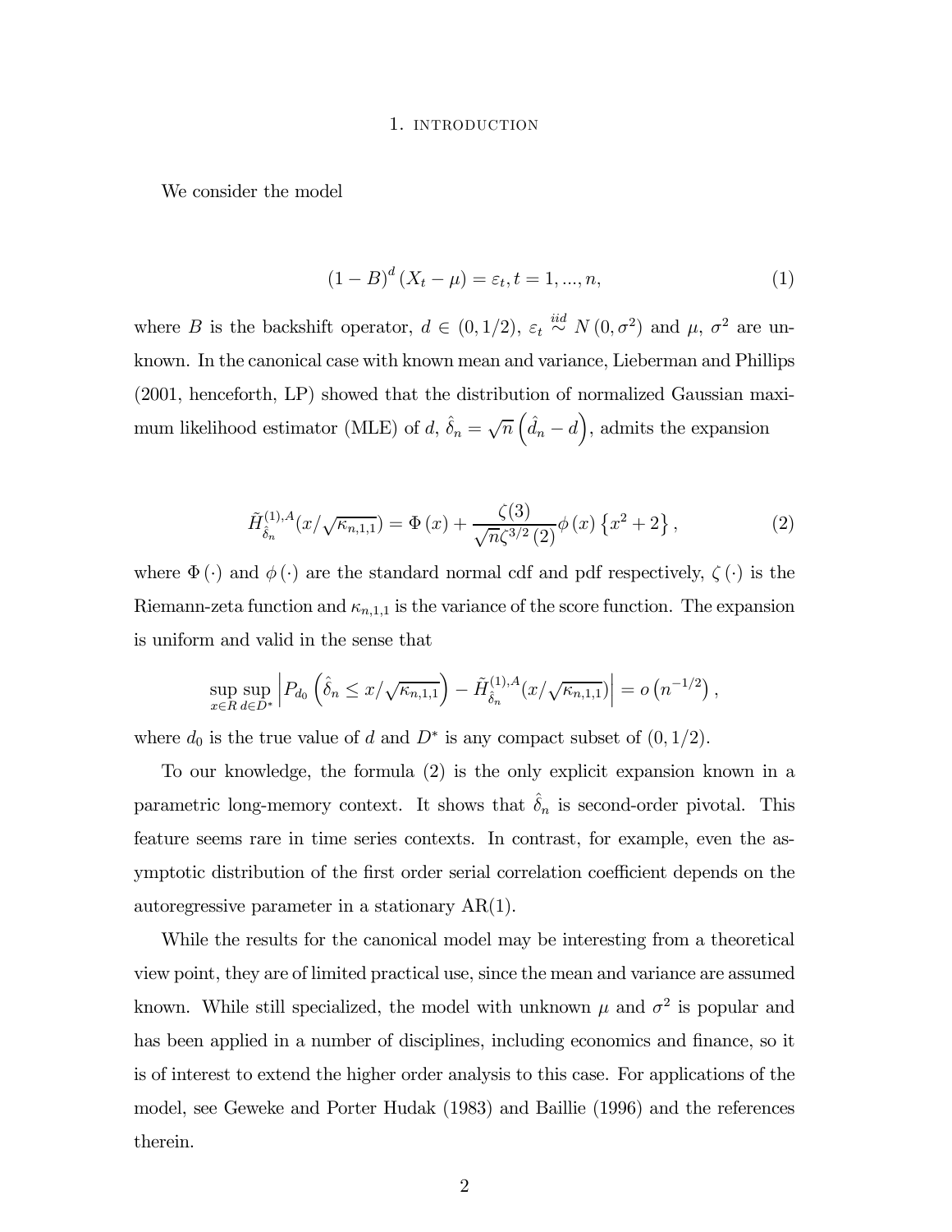# 1. INTRODUCTION

We consider the model

$$(1-B)^d (X_t - \mu) = \varepsilon_t, t = 1, ..., n, \tag{1}$$

where $B$ is the backshift operator, $d \in (0, 1/2)$, $\varepsilon_t \overset{iid}{\sim} N(0, \sigma^2)$ and $\mu$, $\sigma^2$ are unknown. In the canonical case with known mean and variance, Lieberman and Phillips (2001, henceforth, LP) showed that the distribution of normalized Gaussian maximum likelihood estimator (MLE) of $d$, $\hat{\delta}_n = \sqrt{n}\left(\hat{d}_n - d\right)$, admits the expansion

$$\tilde{H}^{(1),A}_{\hat{\delta}_n}(x/\sqrt{\kappa_{n,1,1}}) = \Phi(x) + \frac{\zeta(3)}{\sqrt{n}\zeta^{3/2}(2)}\phi(x)\left\{x^2 + 2\right\}, \tag{2}$$

where $\Phi(\cdot)$ and $\phi(\cdot)$ are the standard normal cdf and pdf respectively, $\zeta(\cdot)$ is the Riemann-zeta function and $\kappa_{n,1,1}$ is the variance of the score function. The expansion is uniform and valid in the sense that

$$\sup_{x \in R} \sup_{d \in D^*} \left| P_{d_0}\left(\hat{\delta}_n \leq x/\sqrt{\kappa_{n,1,1}}\right) - \tilde{H}^{(1),A}_{\hat{\delta}_n}(x/\sqrt{\kappa_{n,1,1}}) \right| = o\left(n^{-1/2}\right),$$

where $d_0$ is the true value of $d$ and $D^*$ is any compact subset of $(0, 1/2)$.

To our knowledge, the formula (2) is the only explicit expansion known in a parametric long-memory context. It shows that $\hat{\delta}_n$ is second-order pivotal. This feature seems rare in time series contexts. In contrast, for example, even the asymptotic distribution of the first order serial correlation coefficient depends on the autoregressive parameter in a stationary AR(1).

While the results for the canonical model may be interesting from a theoretical view point, they are of limited practical use, since the mean and variance are assumed known. While still specialized, the model with unknown $\mu$ and $\sigma^2$ is popular and has been applied in a number of disciplines, including economics and finance, so it is of interest to extend the higher order analysis to this case. For applications of the model, see Geweke and Porter Hudak (1983) and Baillie (1996) and the references therein.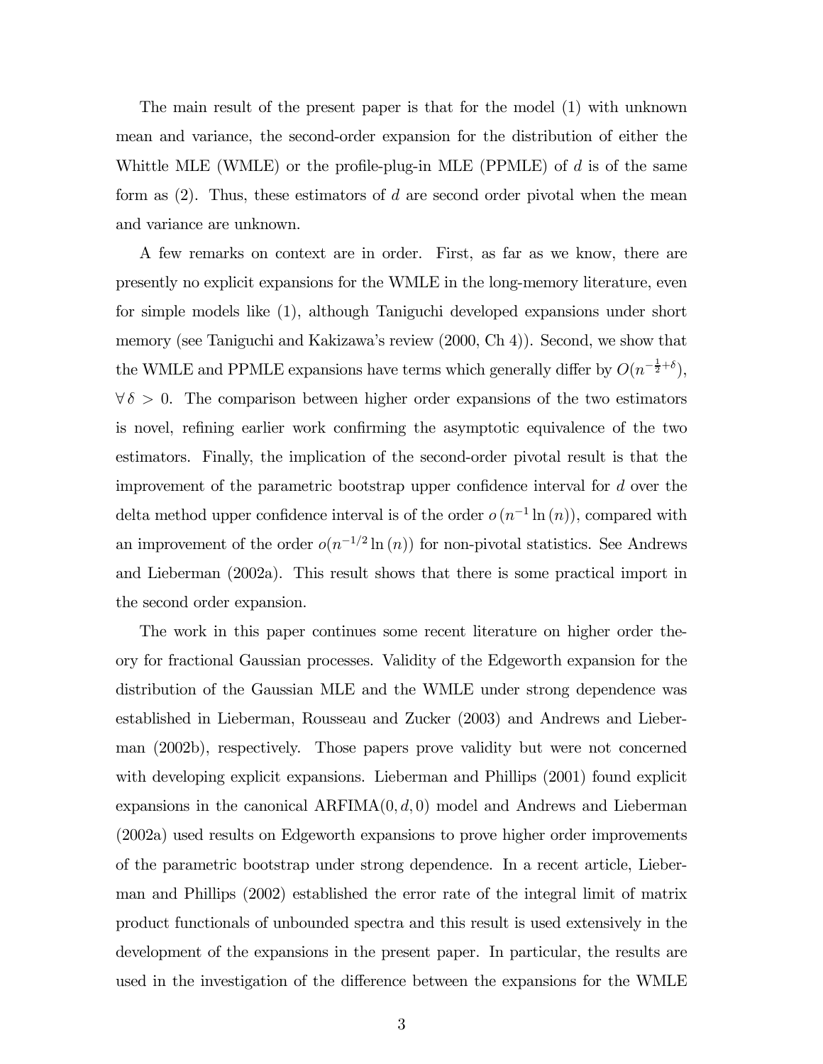The main result of the present paper is that for the model (1) with unknown mean and variance, the second-order expansion for the distribution of either the Whittle MLE (WMLE) or the profile-plug-in MLE (PPMLE) of $d$ is of the same form as (2). Thus, these estimators of $d$ are second order pivotal when the mean and variance are unknown.

A few remarks on context are in order. First, as far as we know, there are presently no explicit expansions for the WMLE in the long-memory literature, even for simple models like (1), although Taniguchi developed expansions under short memory (see Taniguchi and Kakizawa's review (2000, Ch 4)). Second, we show that the WMLE and PPMLE expansions have terms which generally differ by $O(n^{-\frac{1}{2}+\delta})$, $\forall\, \delta > 0$. The comparison between higher order expansions of the two estimators is novel, refining earlier work confirming the asymptotic equivalence of the two estimators. Finally, the implication of the second-order pivotal result is that the improvement of the parametric bootstrap upper confidence interval for $d$ over the delta method upper confidence interval is of the order $o\left(n^{-1}\ln\left(n\right)\right)$, compared with an improvement of the order $o(n^{-1/2}\ln\left(n\right))$ for non-pivotal statistics. See Andrews and Lieberman (2002a). This result shows that there is some practical import in the second order expansion.

The work in this paper continues some recent literature on higher order theory for fractional Gaussian processes. Validity of the Edgeworth expansion for the distribution of the Gaussian MLE and the WMLE under strong dependence was established in Lieberman, Rousseau and Zucker (2003) and Andrews and Lieberman (2002b), respectively. Those papers prove validity but were not concerned with developing explicit expansions. Lieberman and Phillips (2001) found explicit expansions in the canonical ARFIMA$(0, d, 0)$ model and Andrews and Lieberman (2002a) used results on Edgeworth expansions to prove higher order improvements of the parametric bootstrap under strong dependence. In a recent article, Lieberman and Phillips (2002) established the error rate of the integral limit of matrix product functionals of unbounded spectra and this result is used extensively in the development of the expansions in the present paper. In particular, the results are used in the investigation of the difference between the expansions for the WMLE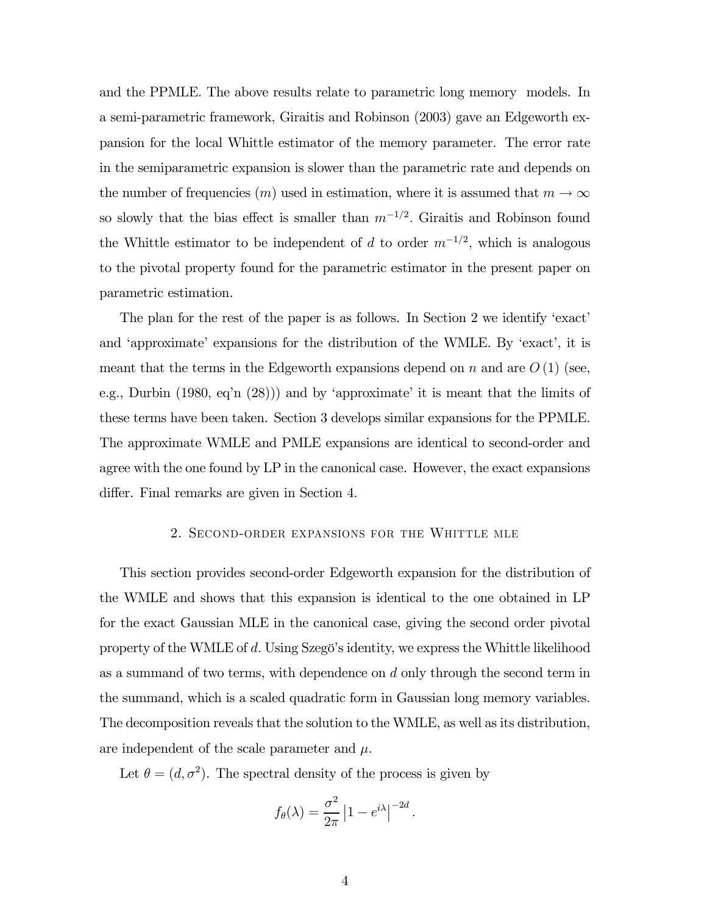and the PPMLE. The above results relate to parametric long memory models. In a semi-parametric framework, Giraitis and Robinson (2003) gave an Edgeworth expansion for the local Whittle estimator of the memory parameter. The error rate in the semiparametric expansion is slower than the parametric rate and depends on the number of frequencies ($m$) used in estimation, where it is assumed that $m \to \infty$ so slowly that the bias effect is smaller than $m^{-1/2}$. Giraitis and Robinson found the Whittle estimator to be independent of $d$ to order $m^{-1/2}$, which is analogous to the pivotal property found for the parametric estimator in the present paper on parametric estimation.

The plan for the rest of the paper is as follows. In Section 2 we identify 'exact' and 'approximate' expansions for the distribution of the WMLE. By 'exact', it is meant that the terms in the Edgeworth expansions depend on $n$ and are $O(1)$ (see, e.g., Durbin (1980, eq'n (28))) and by 'approximate' it is meant that the limits of these terms have been taken. Section 3 develops similar expansions for the PPMLE. The approximate WMLE and PMLE expansions are identical to second-order and agree with the one found by LP in the canonical case. However, the exact expansions differ. Final remarks are given in Section 4.

## 2. Second-order expansions for the Whittle mle

This section provides second-order Edgeworth expansion for the distribution of the WMLE and shows that this expansion is identical to the one obtained in LP for the exact Gaussian MLE in the canonical case, giving the second order pivotal property of the WMLE of $d$. Using Szegö's identity, we express the Whittle likelihood as a summand of two terms, with dependence on $d$ only through the second term in the summand, which is a scaled quadratic form in Gaussian long memory variables. The decomposition reveals that the solution to the WMLE, as well as its distribution, are independent of the scale parameter and $\mu$.

Let $\theta = (d, \sigma^2)$. The spectral density of the process is given by

$$f_\theta(\lambda) = \frac{\sigma^2}{2\pi} \left|1 - e^{i\lambda}\right|^{-2d}.$$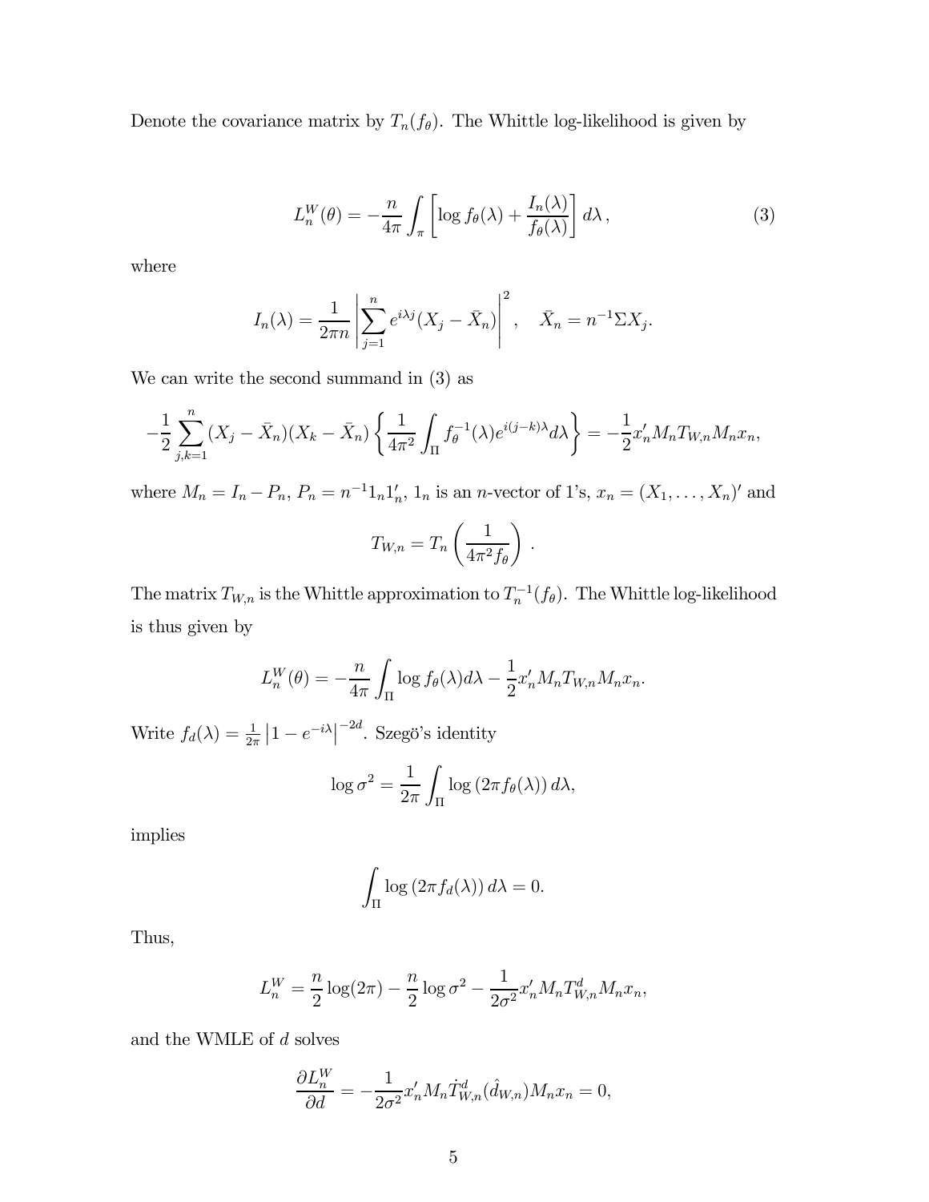Denote the covariance matrix by $T_n(f_\theta)$. The Whittle log-likelihood is given by

$$L_n^W(\theta) = -\frac{n}{4\pi} \int_\pi \left[ \log f_\theta(\lambda) + \frac{I_n(\lambda)}{f_\theta(\lambda)} \right] d\lambda \,, \tag{3}$$

where

$$I_n(\lambda) = \frac{1}{2\pi n} \left| \sum_{j=1}^{n} e^{i\lambda j}(X_j - \bar{X}_n) \right|^2, \quad \bar{X}_n = n^{-1}\Sigma X_j.$$

We can write the second summand in (3) as

$$-\frac{1}{2} \sum_{j,k=1}^{n} (X_j - \bar{X}_n)(X_k - \bar{X}_n) \left\{ \frac{1}{4\pi^2} \int_\Pi f_\theta^{-1}(\lambda) e^{i(j-k)\lambda} d\lambda \right\} = -\frac{1}{2} x_n' M_n T_{W,n} M_n x_n,$$

where $M_n = I_n - P_n$, $P_n = n^{-1} 1_n 1_n'$, $1_n$ is an $n$-vector of 1's, $x_n = (X_1, \ldots, X_n)'$ and

$$T_{W,n} = T_n \left( \frac{1}{4\pi^2 f_\theta} \right) \,.$$

The matrix $T_{W,n}$ is the Whittle approximation to $T_n^{-1}(f_\theta)$. The Whittle log-likelihood is thus given by

$$L_n^W(\theta) = -\frac{n}{4\pi} \int_\Pi \log f_\theta(\lambda) d\lambda - \frac{1}{2} x_n' M_n T_{W,n} M_n x_n.$$

Write $f_d(\lambda) = \frac{1}{2\pi} \left| 1 - e^{-i\lambda} \right|^{-2d}$. Szegö's identity

$$\log \sigma^2 = \frac{1}{2\pi} \int_\Pi \log \left( 2\pi f_\theta(\lambda) \right) d\lambda,$$

implies

$$\int_\Pi \log \left( 2\pi f_d(\lambda) \right) d\lambda = 0.$$

Thus,

$$L_n^W = \frac{n}{2} \log(2\pi) - \frac{n}{2} \log \sigma^2 - \frac{1}{2\sigma^2} x_n' M_n T_{W,n}^d M_n x_n,$$

and the WMLE of $d$ solves

$$\frac{\partial L_n^W}{\partial d} = -\frac{1}{2\sigma^2} x_n' M_n \dot{T}_{W,n}^d(\hat{d}_{W,n}) M_n x_n = 0,$$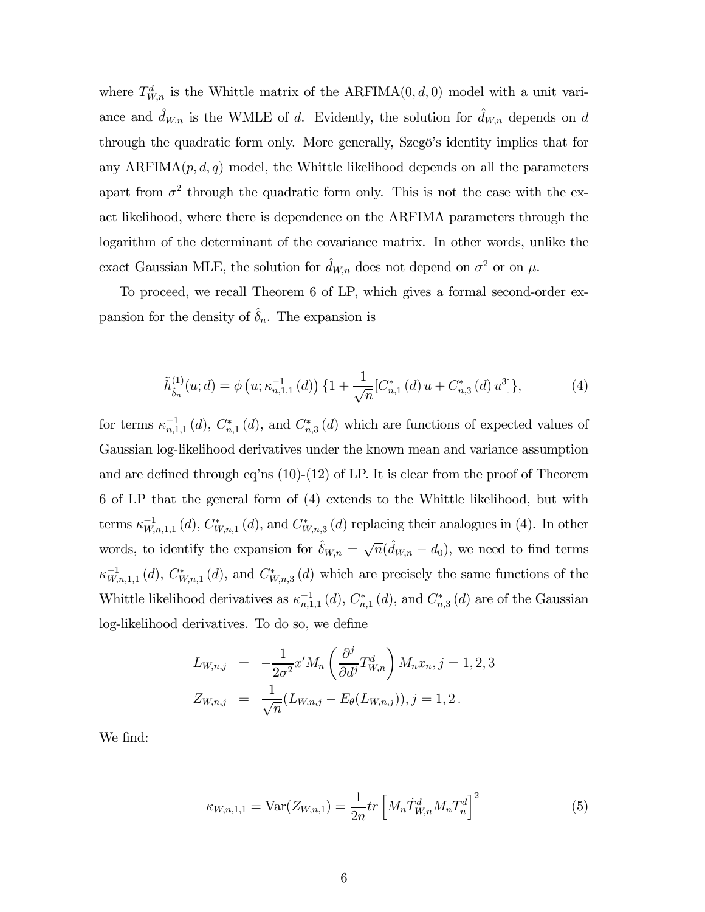where $T_{W,n}^d$ is the Whittle matrix of the ARFIMA$(0,d,0)$ model with a unit variance and $\hat{d}_{W,n}$ is the WMLE of $d$. Evidently, the solution for $\hat{d}_{W,n}$ depends on $d$ through the quadratic form only. More generally, Szegö's identity implies that for any ARFIMA$(p,d,q)$ model, the Whittle likelihood depends on all the parameters apart from $\sigma^2$ through the quadratic form only. This is not the case with the exact likelihood, where there is dependence on the ARFIMA parameters through the logarithm of the determinant of the covariance matrix. In other words, unlike the exact Gaussian MLE, the solution for $\hat{d}_{W,n}$ does not depend on $\sigma^2$ or on $\mu$.

To proceed, we recall Theorem 6 of LP, which gives a formal second-order expansion for the density of $\hat{\delta}_n$. The expansion is

$$\tilde{h}_{\hat{\delta}_n}^{(1)}(u;d) = \phi\left(u;\kappa_{n,1,1}^{-1}(d)\right)\{1+\frac{1}{\sqrt{n}}[C_{n,1}^*(d)\,u + C_{n,3}^*(d)\,u^3]\}, \tag{4}$$

for terms $\kappa_{n,1,1}^{-1}(d)$, $C_{n,1}^*(d)$, and $C_{n,3}^*(d)$ which are functions of expected values of Gaussian log-likelihood derivatives under the known mean and variance assumption and are defined through eq'ns (10)-(12) of LP. It is clear from the proof of Theorem 6 of LP that the general form of (4) extends to the Whittle likelihood, but with terms $\kappa_{W,n,1,1}^{-1}(d)$, $C_{W,n,1}^*(d)$, and $C_{W,n,3}^*(d)$ replacing their analogues in (4). In other words, to identify the expansion for $\hat{\delta}_{W,n} = \sqrt{n}(\hat{d}_{W,n} - d_0)$, we need to find terms $\kappa_{W,n,1,1}^{-1}(d)$, $C_{W,n,1}^*(d)$, and $C_{W,n,3}^*(d)$ which are precisely the same functions of the Whittle likelihood derivatives as $\kappa_{n,1,1}^{-1}(d)$, $C_{n,1}^*(d)$, and $C_{n,3}^*(d)$ are of the Gaussian log-likelihood derivatives. To do so, we define

$$\begin{aligned} L_{W,n,j} &= -\frac{1}{2\sigma^2}x'M_n\left(\frac{\partial^j}{\partial d^j}T_{W,n}^d\right)M_n x_n, j=1,2,3 \\ Z_{W,n,j} &= \frac{1}{\sqrt{n}}(L_{W,n,j} - E_\theta(L_{W,n,j})), j=1,2\,. \end{aligned}$$

We find:

$$\kappa_{W,n,1,1} = \mathrm{Var}(Z_{W,n,1}) = \frac{1}{2n}tr\left[M_n\dot{T}_{W,n}^d M_n T_n^d\right]^2 \tag{5}$$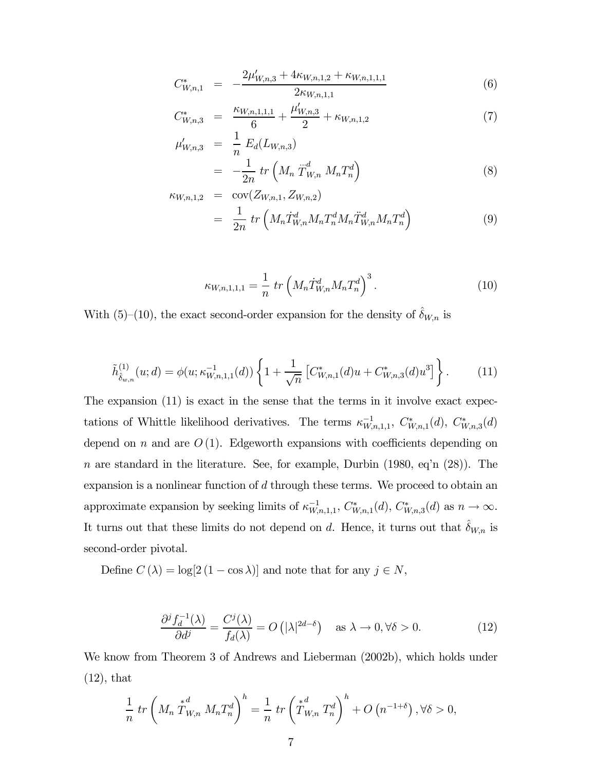$$
\begin{aligned}
C^*_{W,n,1} &= -\frac{2\mu'_{W,n,3} + 4\kappa_{W,n,1,2} + \kappa_{W,n,1,1,1}}{2\kappa_{W,n,1,1}} && (6) \\
C^*_{W,n,3} &= \frac{\kappa_{W,n,1,1,1}}{6} + \frac{\mu'_{W,n,3}}{2} + \kappa_{W,n,1,2} && (7) \\
\mu'_{W,n,3} &= \frac{1}{n}\; E_d(L_{W,n,3}) \\
&= -\frac{1}{2n}\; tr\left(M_n \; \dddot{T}^{d}_{W,n} \; M_n T^d_n\right) && (8) \\
\kappa_{W,n,1,2} &= \operatorname{cov}(Z_{W,n,1}, Z_{W,n,2}) \\
&= \frac{1}{2n}\; tr\left(M_n \dot{T}^d_{W,n} M_n T^d_n M_n \ddot{T}^d_{W,n} M_n T^d_n\right) && (9)
\end{aligned}
$$

$$
\kappa_{W,n,1,1,1} = \frac{1}{n}\; tr\left(M_n \dot{T}^d_{W,n} M_n T^d_n\right)^3. \qquad (10)
$$

With (5)–(10), the exact second-order expansion for the density of $\hat{\delta}_{W,n}$ is

$$
\tilde{h}^{(1)}_{\hat{\delta}_{w,n}}(u;d) = \phi(u;\kappa^{-1}_{W,n,1,1}(d))\left\{1 + \frac{1}{\sqrt{n}}\left[C^*_{W,n,1}(d)u + C^*_{W,n,3}(d)u^3\right]\right\}. \qquad (11)
$$

The expansion (11) is exact in the sense that the terms in it involve exact expectations of Whittle likelihood derivatives. The terms $\kappa^{-1}_{W,n,1,1}$, $C^*_{W,n,1}(d)$, $C^*_{W,n,3}(d)$ depend on $n$ and are $O(1)$. Edgeworth expansions with coefficients depending on $n$ are standard in the literature. See, for example, Durbin (1980, eq'n (28)). The expansion is a nonlinear function of $d$ through these terms. We proceed to obtain an approximate expansion by seeking limits of $\kappa^{-1}_{W,n,1,1}$, $C^*_{W,n,1}(d)$, $C^*_{W,n,3}(d)$ as $n \to \infty$. It turns out that these limits do not depend on $d$. Hence, it turns out that $\hat{\delta}_{W,n}$ is second-order pivotal.

Define $C(\lambda) = \log[2(1 - \cos\lambda)]$ and note that for any $j \in N$,

$$
\frac{\partial^j f_d^{-1}(\lambda)}{\partial d^j} = \frac{C^j(\lambda)}{f_d(\lambda)} = O\left(|\lambda|^{2d-\delta}\right) \quad \text{as } \lambda \to 0, \forall \delta > 0. \qquad (12)
$$

We know from Theorem 3 of Andrews and Lieberman (2002b), which holds under (12), that

$$
\frac{1}{n}\; tr\left(M_n \overset{*}{T}{}^d_{W,n} M_n T^d_n\right)^h = \frac{1}{n}\; tr\left(\overset{*}{T}{}^d_{W,n} T^d_n\right)^h + O\left(n^{-1+\delta}\right), \forall \delta > 0,
$$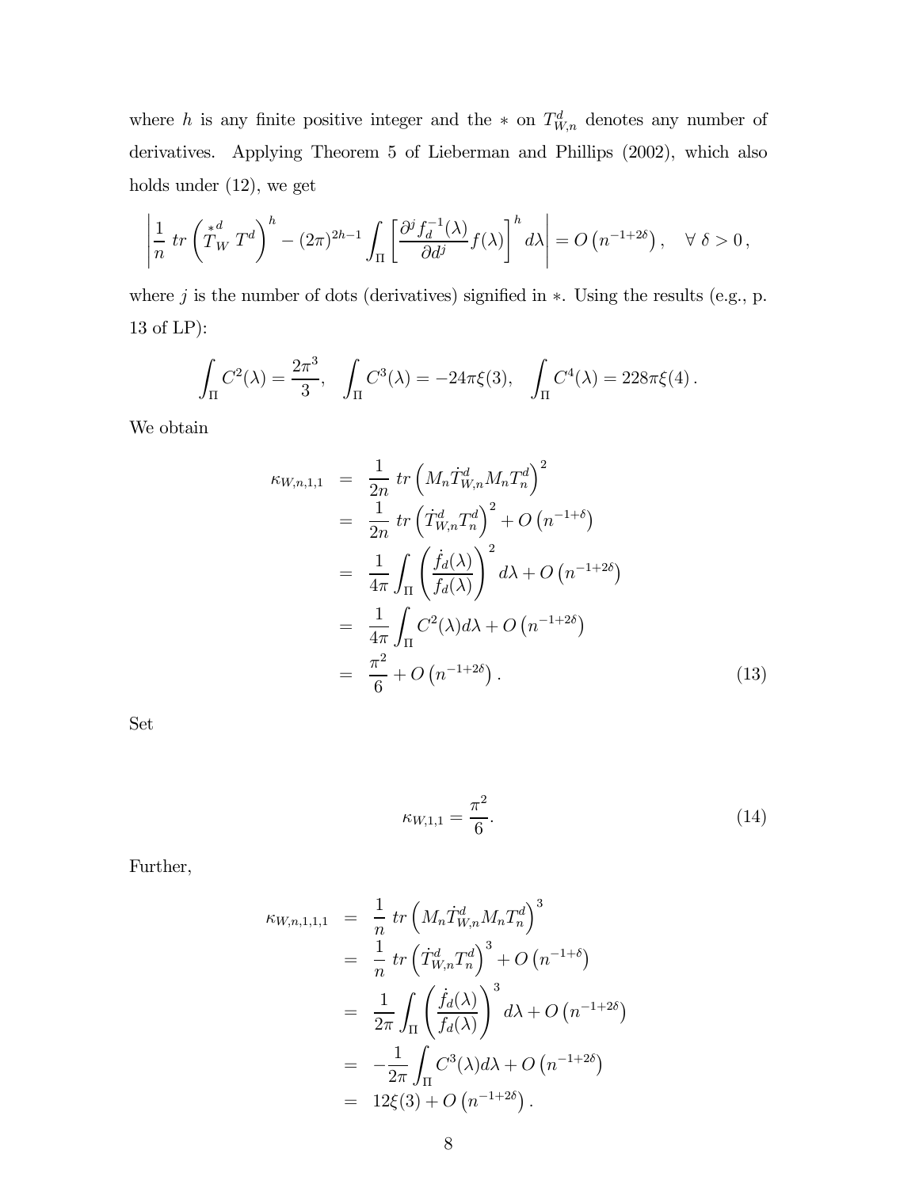where $h$ is any finite positive integer and the $*$ on $T^d_{W,n}$ denotes any number of derivatives. Applying Theorem 5 of Lieberman and Phillips (2002), which also holds under (12), we get

$$\left| \frac{1}{n}\ tr \left( \overset{*}{T}{}^d_W\ T^d \right)^h - (2\pi)^{2h-1} \int_\Pi \left[ \frac{\partial^j f_d^{-1}(\lambda)}{\partial d^j} f(\lambda) \right]^h d\lambda \right| = O\left(n^{-1+2\delta}\right), \quad \forall\ \delta > 0\,,$$

where $j$ is the number of dots (derivatives) signified in $*$. Using the results (e.g., p. 13 of LP):

$$\int_\Pi C^2(\lambda) = \frac{2\pi^3}{3}, \quad \int_\Pi C^3(\lambda) = -24\pi\xi(3), \quad \int_\Pi C^4(\lambda) = 228\pi\xi(4)\,.$$

We obtain

$$\begin{aligned}
\kappa_{W,n,1,1} &= \frac{1}{2n}\ tr \left( M_n \dot{T}^d_{W,n} M_n T^d_n \right)^2 \\
&= \frac{1}{2n}\ tr \left( \dot{T}^d_{W,n} T^d_n \right)^2 + O\left(n^{-1+\delta}\right) \\
&= \frac{1}{4\pi} \int_\Pi \left( \frac{\dot{f}_d(\lambda)}{f_d(\lambda)} \right)^2 d\lambda + O\left(n^{-1+2\delta}\right) \\
&= \frac{1}{4\pi} \int_\Pi C^2(\lambda) d\lambda + O\left(n^{-1+2\delta}\right) \\
&= \frac{\pi^2}{6} + O\left(n^{-1+2\delta}\right). \qquad (13)
\end{aligned}$$

Set

$$\kappa_{W,1,1} = \frac{\pi^2}{6}. \qquad (14)$$

Further,

$$\begin{aligned}
\kappa_{W,n,1,1,1} &= \frac{1}{n}\ tr \left( M_n \dot{T}^d_{W,n} M_n T^d_n \right)^3 \\
&= \frac{1}{n}\ tr \left( \dot{T}^d_{W,n} T^d_n \right)^3 + O\left(n^{-1+\delta}\right) \\
&= \frac{1}{2\pi} \int_\Pi \left( \frac{\dot{f}_d(\lambda)}{f_d(\lambda)} \right)^3 d\lambda + O\left(n^{-1+2\delta}\right) \\
&= -\frac{1}{2\pi} \int_\Pi C^3(\lambda) d\lambda + O\left(n^{-1+2\delta}\right) \\
&= 12\xi(3) + O\left(n^{-1+2\delta}\right).
\end{aligned}$$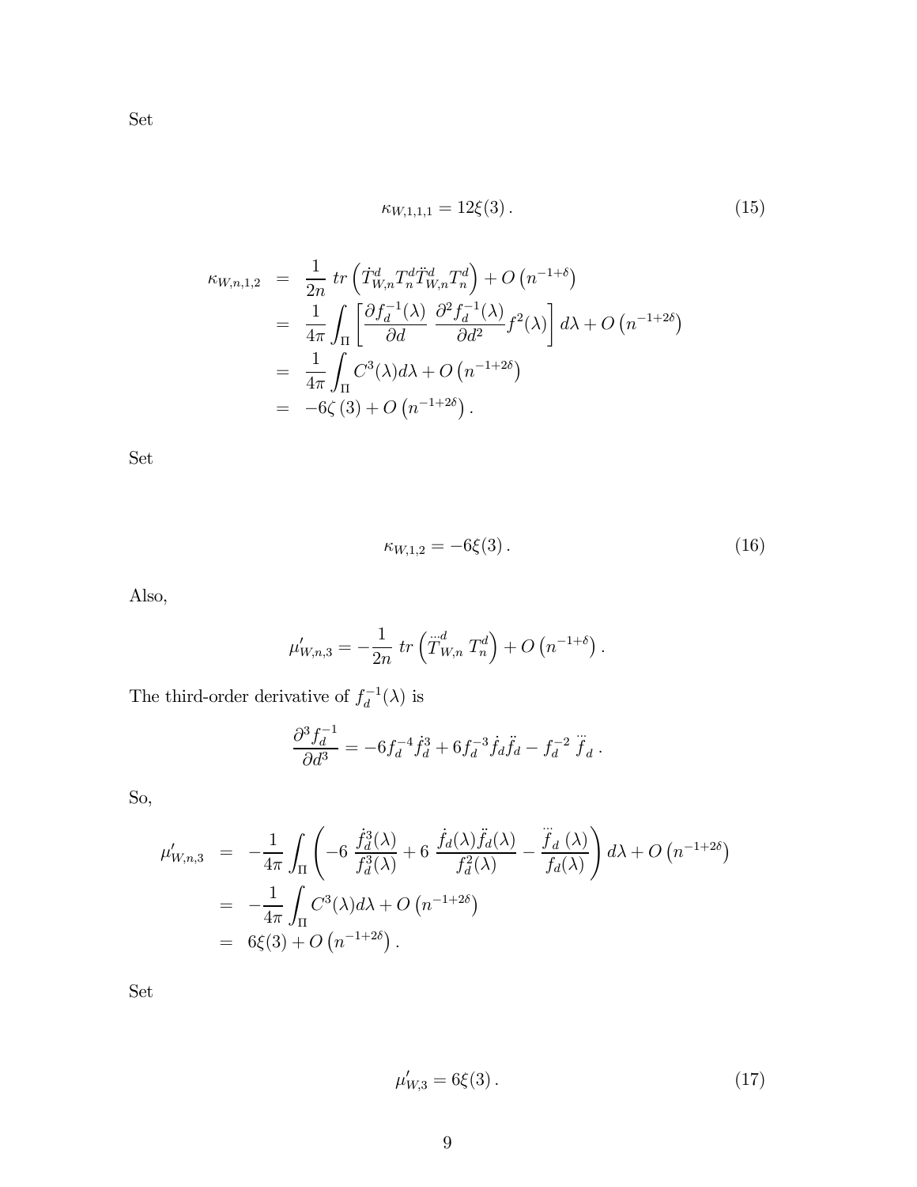Set

$$\kappa_{W,1,1,1} = 12\xi(3)\,. \tag{15}$$

$$\begin{aligned}
\kappa_{W,n,1,2} &= \frac{1}{2n}\, tr\left(\dot{T}^{d}_{W,n} T^{d}_{n} \ddot{T}^{d}_{W,n} T^{d}_{n}\right) + O\left(n^{-1+\delta}\right) \\
&= \frac{1}{4\pi}\int_{\Pi}\left[\frac{\partial f_d^{-1}(\lambda)}{\partial d}\ \frac{\partial^2 f_d^{-1}(\lambda)}{\partial d^2} f^2(\lambda)\right] d\lambda + O\left(n^{-1+2\delta}\right) \\
&= \frac{1}{4\pi}\int_{\Pi} C^3(\lambda) d\lambda + O\left(n^{-1+2\delta}\right) \\
&= -6\zeta\left(3\right) + O\left(n^{-1+2\delta}\right).
\end{aligned}$$

Set

$$\kappa_{W,1,2} = -6\xi(3)\,. \tag{16}$$

Also,

$$\mu'_{W,n,3} = -\frac{1}{2n}\, tr\left(\dddot{T}^{d}_{W,n}\ T^{d}_{n}\right) + O\left(n^{-1+\delta}\right).$$

The third-order derivative of $f_d^{-1}(\lambda)$ is

$$\frac{\partial^3 f_d^{-1}}{\partial d^3} = -6 f_d^{-4} \dot{f}_d^{3} + 6 f_d^{-3} \dot{f}_d \ddot{f}_d - f_d^{-2}\ \dddot{f}_d\,.$$

So,

$$\begin{aligned}
\mu'_{W,n,3} &= -\frac{1}{4\pi}\int_{\Pi}\left(-6\ \frac{\dot{f}_d^{3}(\lambda)}{f_d^{3}(\lambda)} + 6\ \frac{\dot{f}_d(\lambda)\ddot{f}_d(\lambda)}{f_d^{2}(\lambda)} - \frac{\dddot{f}_d\ (\lambda)}{f_d(\lambda)}\right) d\lambda + O\left(n^{-1+2\delta}\right) \\
&= -\frac{1}{4\pi}\int_{\Pi} C^3(\lambda) d\lambda + O\left(n^{-1+2\delta}\right) \\
&= 6\xi(3) + O\left(n^{-1+2\delta}\right).
\end{aligned}$$

Set

$$\mu'_{W,3} = 6\xi(3)\,. \tag{17}$$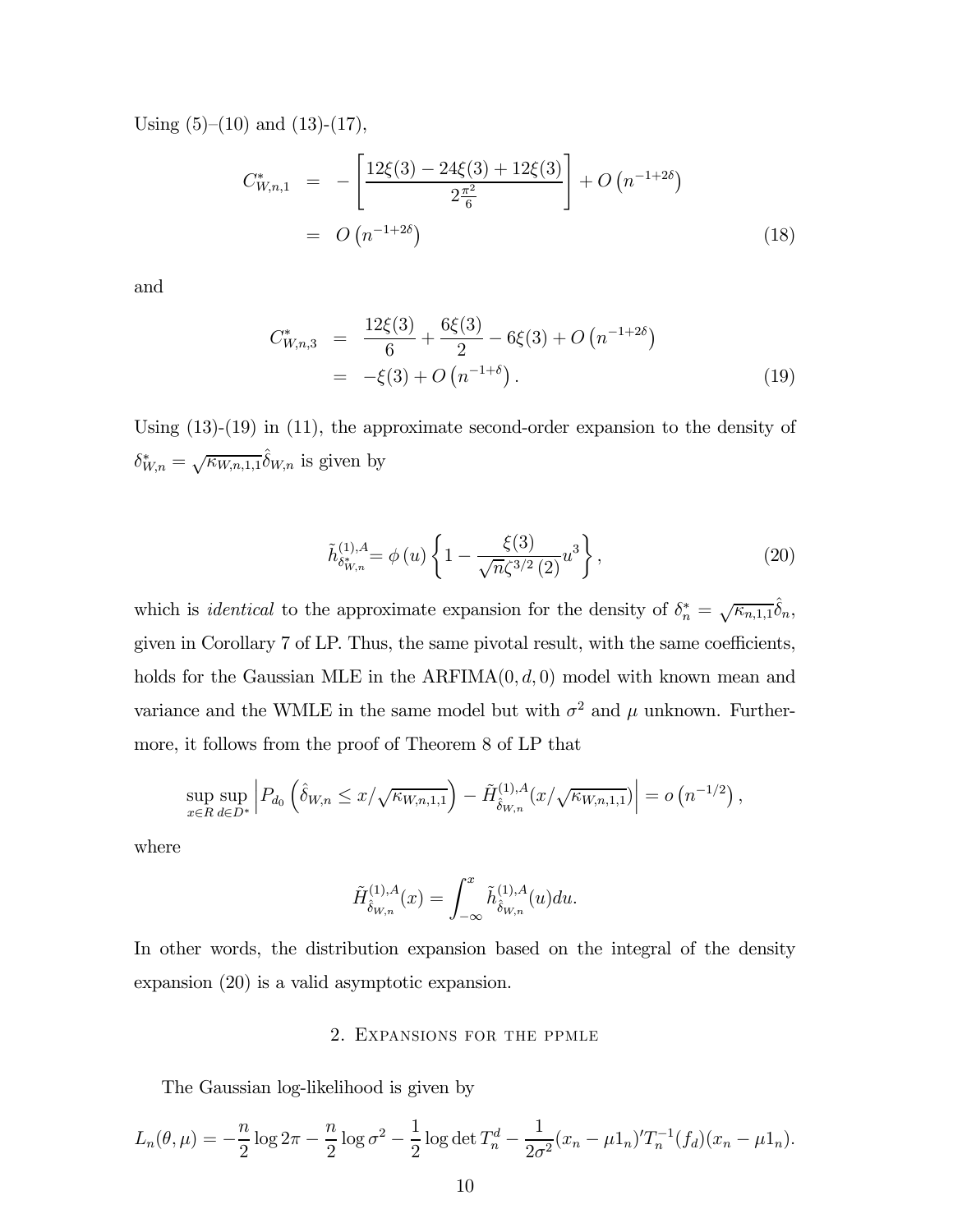Using (5)–(10) and (13)-(17),

$$
\begin{aligned}
C^*_{W,n,1} &= -\left[\frac{12\xi(3) - 24\xi(3) + 12\xi(3)}{2\frac{\pi^2}{6}}\right] + O\left(n^{-1+2\delta}\right) \\
&= O\left(n^{-1+2\delta}\right)
\end{aligned}
\tag{18}
$$

and

$$
\begin{aligned}
C^*_{W,n,3} &= \frac{12\xi(3)}{6} + \frac{6\xi(3)}{2} - 6\xi(3) + O\left(n^{-1+2\delta}\right) \\
&= -\xi(3) + O\left(n^{-1+\delta}\right).
\end{aligned}
\tag{19}
$$

Using (13)-(19) in (11), the approximate second-order expansion to the density of $\delta^*_{W,n} = \sqrt{\kappa_{W,n,1,1}}\hat{\delta}_{W,n}$ is given by

$$
\tilde{h}^{(1),A}_{\delta^*_{W,n}} = \phi\left(u\right)\left\{1 - \frac{\xi(3)}{\sqrt{n}\zeta^{3/2}\left(2\right)}u^3\right\},
\tag{20}
$$

which is *identical* to the approximate expansion for the density of $\delta^*_n = \sqrt{\kappa_{n,1,1}}\hat{\delta}_n$, given in Corollary 7 of LP. Thus, the same pivotal result, with the same coefficients, holds for the Gaussian MLE in the ARFIMA$(0,d,0)$ model with known mean and variance and the WMLE in the same model but with $\sigma^2$ and $\mu$ unknown. Furthermore, it follows from the proof of Theorem 8 of LP that

$$
\sup_{x\in R}\sup_{d\in D^*}\left|P_{d_0}\left(\hat{\delta}_{W,n} \leq x/\sqrt{\kappa_{W,n,1,1}}\right) - \tilde{H}^{(1),A}_{\hat{\delta}_{W,n}}(x/\sqrt{\kappa_{W,n,1,1}})\right| = o\left(n^{-1/2}\right),
$$

where

$$
\tilde{H}^{(1),A}_{\hat{\delta}_{W,n}}(x) = \int_{-\infty}^{x}\tilde{h}^{(1),A}_{\hat{\delta}_{W,n}}(u)du.
$$

In other words, the distribution expansion based on the integral of the density expansion (20) is a valid asymptotic expansion.

## 2. Expansions for the PPMLE

The Gaussian log-likelihood is given by

$$
L_n(\theta,\mu) = -\frac{n}{2}\log 2\pi - \frac{n}{2}\log\sigma^2 - \frac{1}{2}\log\det T^d_n - \frac{1}{2\sigma^2}(x_n - \mu 1_n)'T^{-1}_n(f_d)(x_n - \mu 1_n).
$$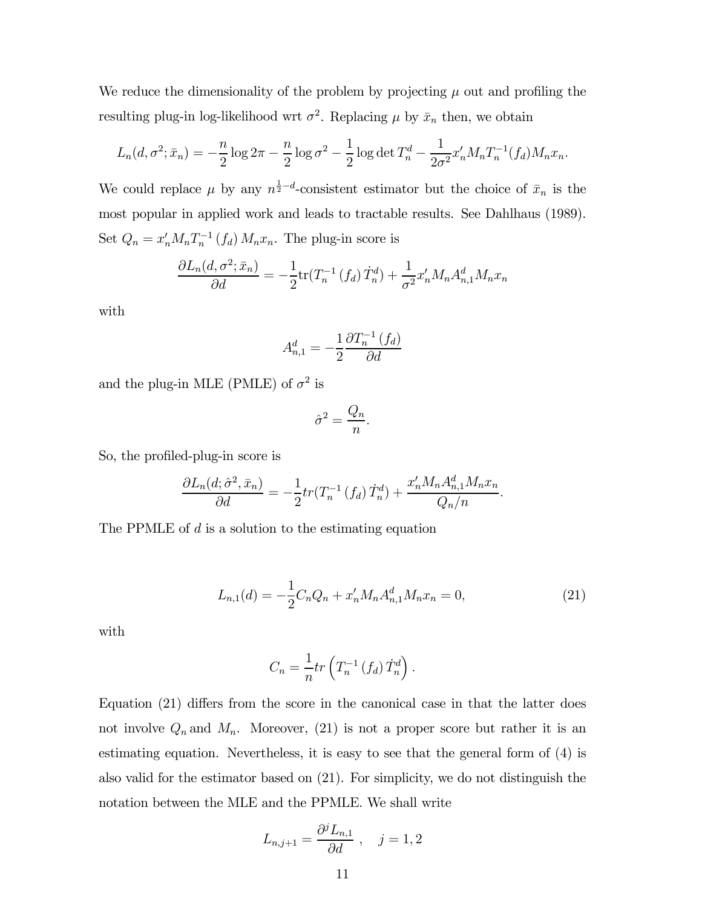We reduce the dimensionality of the problem by projecting $\mu$ out and profiling the resulting plug-in log-likelihood wrt $\sigma^2$. Replacing $\mu$ by $\bar{x}_n$ then, we obtain

$$L_n(d, \sigma^2; \bar{x}_n) = -\frac{n}{2}\log 2\pi - \frac{n}{2}\log \sigma^2 - \frac{1}{2}\log\det T_n^d - \frac{1}{2\sigma^2}x_n' M_n T_n^{-1}(f_d) M_n x_n.$$

We could replace $\mu$ by any $n^{\frac{1}{2}-d}$-consistent estimator but the choice of $\bar{x}_n$ is the most popular in applied work and leads to tractable results. See Dahlhaus (1989). Set $Q_n = x_n' M_n T_n^{-1}(f_d) M_n x_n$. The plug-in score is

$$\frac{\partial L_n(d, \sigma^2; \bar{x}_n)}{\partial d} = -\frac{1}{2}\mathrm{tr}(T_n^{-1}(f_d)\dot{T}_n^d) + \frac{1}{\sigma^2}x_n' M_n A_{n,1}^d M_n x_n$$

with

$$A_{n,1}^d = -\frac{1}{2}\frac{\partial T_n^{-1}(f_d)}{\partial d}$$

and the plug-in MLE (PMLE) of $\sigma^2$ is

$$\hat{\sigma}^2 = \frac{Q_n}{n}.$$

So, the profiled-plug-in score is

$$\frac{\partial L_n(d; \hat{\sigma}^2, \bar{x}_n)}{\partial d} = -\frac{1}{2}tr(T_n^{-1}(f_d)\dot{T}_n^d) + \frac{x_n' M_n A_{n,1}^d M_n x_n}{Q_n/n}.$$

The PPMLE of $d$ is a solution to the estimating equation

$$L_{n,1}(d) = -\frac{1}{2}C_n Q_n + x_n' M_n A_{n,1}^d M_n x_n = 0, \tag{21}$$

with

$$C_n = \frac{1}{n}tr\left(T_n^{-1}(f_d)\dot{T}_n^d\right).$$

Equation (21) differs from the score in the canonical case in that the latter does not involve $Q_n$ and $M_n$. Moreover, (21) is not a proper score but rather it is an estimating equation. Nevertheless, it is easy to see that the general form of (4) is also valid for the estimator based on (21). For simplicity, we do not distinguish the notation between the MLE and the PPMLE. We shall write

$$L_{n,j+1} = \frac{\partial^j L_{n,1}}{\partial d}, \quad j = 1, 2$$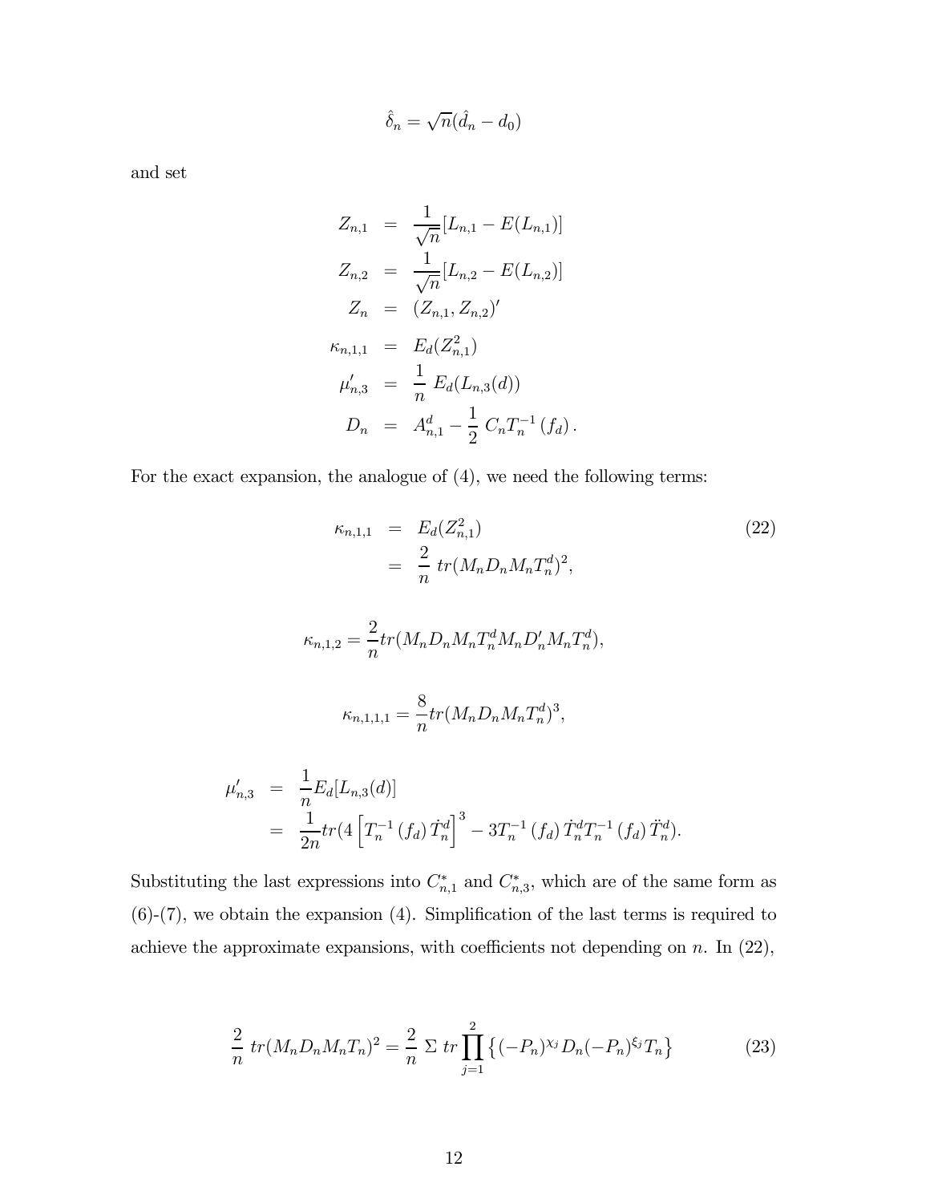$$\hat{\delta}_n = \sqrt{n}(\hat{d}_n - d_0)$$

and set

$$\begin{aligned}
Z_{n,1} &= \frac{1}{\sqrt{n}}[L_{n,1} - E(L_{n,1})] \\
Z_{n,2} &= \frac{1}{\sqrt{n}}[L_{n,2} - E(L_{n,2})] \\
Z_n &= (Z_{n,1}, Z_{n,2})' \\
\kappa_{n,1,1} &= E_d(Z_{n,1}^2) \\
\mu'_{n,3} &= \frac{1}{n}\ E_d(L_{n,3}(d)) \\
D_n &= A_{n,1}^d - \frac{1}{2}\ C_n T_n^{-1}(f_d).
\end{aligned}$$

For the exact expansion, the analogue of (4), we need the following terms:

$$\begin{aligned}
\kappa_{n,1,1} &= E_d(Z_{n,1}^2) \\
&= \frac{2}{n}\ tr(M_n D_n M_n T_n^d)^2,
\end{aligned} \tag{22}$$

$$\kappa_{n,1,2} = \frac{2}{n} tr(M_n D_n M_n T_n^d M_n D_n' M_n T_n^d),$$

$$\kappa_{n,1,1,1} = \frac{8}{n} tr(M_n D_n M_n T_n^d)^3,$$

$$\begin{aligned}
\mu'_{n,3} &= \frac{1}{n} E_d[L_{n,3}(d)] \\
&= \frac{1}{2n} tr(4\left[T_n^{-1}(f_d)\dot{T}_n^d\right]^3 - 3T_n^{-1}(f_d)\dot{T}_n^d T_n^{-1}(f_d)\ddot{T}_n^d).
\end{aligned}$$

Substituting the last expressions into $C_{n,1}^*$ and $C_{n,3}^*$, which are of the same form as (6)-(7), we obtain the expansion (4). Simplification of the last terms is required to achieve the approximate expansions, with coefficients not depending on $n$. In (22),

$$\frac{2}{n}\ tr(M_n D_n M_n T_n)^2 = \frac{2}{n}\ \Sigma\ tr \prod_{j=1}^{2} \left\{ (-P_n)^{\chi_j} D_n (-P_n)^{\xi_j} T_n \right\} \tag{23}$$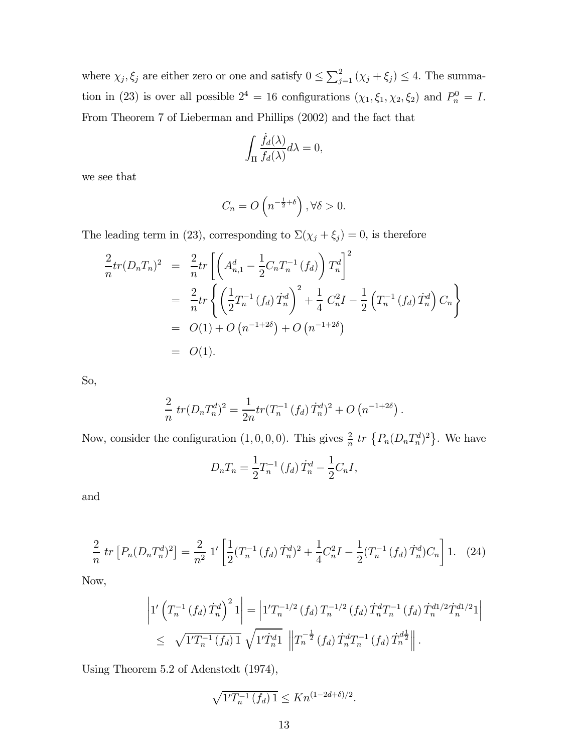where $\chi_j, \xi_j$ are either zero or one and satisfy $0 \leq \sum_{j=1}^{2} (\chi_j + \xi_j) \leq 4$. The summation in (23) is over all possible $2^4 = 16$ configurations $(\chi_1, \xi_1, \chi_2, \xi_2)$ and $P_n^0 = I$. From Theorem 7 of Lieberman and Phillips (2002) and the fact that

$$\int_{\Pi} \frac{\dot{f}_d(\lambda)}{f_d(\lambda)} d\lambda = 0,$$

we see that

$$C_n = O\left(n^{-\frac{1}{2}+\delta}\right), \forall \delta > 0.$$

The leading term in (23), corresponding to $\Sigma(\chi_j + \xi_j) = 0$, is therefore

$$\begin{aligned}
\frac{2}{n} tr(D_n T_n)^2 &= \frac{2}{n} tr\left[\left(A_{n,1}^d - \frac{1}{2} C_n T_n^{-1}(f_d)\right) T_n^d\right]^2 \\
&= \frac{2}{n} tr\left\{\left(\frac{1}{2} T_n^{-1}(f_d)\, \dot{T}_n^d\right)^2 + \frac{1}{4}\, C_n^2 I - \frac{1}{2}\left(T_n^{-1}(f_d)\, \dot{T}_n^d\right) C_n\right\} \\
&= O(1) + O\left(n^{-1+2\delta}\right) + O\left(n^{-1+2\delta}\right) \\
&= O(1).
\end{aligned}$$

So,

$$\frac{2}{n}\ tr(D_n T_n^d)^2 = \frac{1}{2n} tr(T_n^{-1}(f_d)\, \dot{T}_n^d)^2 + O\left(n^{-1+2\delta}\right).$$

Now, consider the configuration $(1, 0, 0, 0)$. This gives $\frac{2}{n}\ tr\left\{P_n (D_n T_n^d)^2\right\}$. We have

$$D_n T_n = \frac{1}{2} T_n^{-1}(f_d)\, \dot{T}_n^d - \frac{1}{2} C_n I,$$

and

$$\frac{2}{n}\ tr\left[P_n (D_n T_n^d)^2\right] = \frac{2}{n^2}\ 1'\left[\frac{1}{2}(T_n^{-1}(f_d)\, \dot{T}_n^d)^2 + \frac{1}{4} C_n^2 I - \frac{1}{2}(T_n^{-1}(f_d)\, \dot{T}_n^d) C_n\right] 1. \quad (24)$$

Now,

$$\begin{aligned}
\left|1'\left(T_n^{-1}(f_d)\, \dot{T}_n^d\right)^2 1\right| &= \left|1' T_n^{-1/2}(f_d)\, T_n^{-1/2}(f_d)\, \dot{T}_n^d T_n^{-1}(f_d)\, \dot{T}_n^{d1/2} \dot{T}_n^{d1/2} 1\right| \\
&\leq \sqrt{1' T_n^{-1}(f_d)\, 1}\ \sqrt{1' \dot{T}_n^d 1}\ \left\| T_n^{-\frac{1}{2}}(f_d)\, \dot{T}_n^d T_n^{-1}(f_d)\, \dot{T}_n^{d\frac{1}{2}} \right\|.
\end{aligned}$$

Using Theorem 5.2 of Adenstedt (1974),

$$\sqrt{1' T_n^{-1}(f_d)\, 1} \leq K n^{(1-2d+\delta)/2}.$$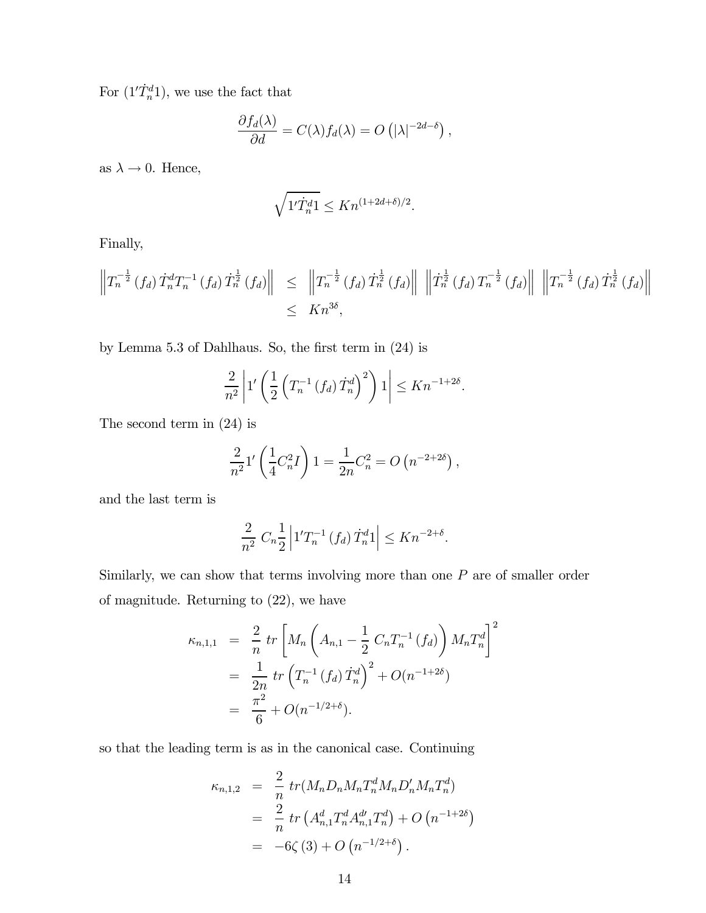For $(1'\dot{T}_n^d 1)$, we use the fact that

$$\frac{\partial f_d(\lambda)}{\partial d} = C(\lambda) f_d(\lambda) = O\left(|\lambda|^{-2d-\delta}\right),$$

as $\lambda \to 0$. Hence,

$$\sqrt{1'\dot{T}_n^d 1} \leq K n^{(1+2d+\delta)/2}.$$

Finally,

$$\begin{aligned}
\left\| T_n^{-\frac{1}{2}}(f_d)\, \dot{T}_n^d T_n^{-1}(f_d)\, \dot{T}_n^{\frac{1}{2}}(f_d) \right\| &\leq \left\| T_n^{-\frac{1}{2}}(f_d)\, \dot{T}_n^{\frac{1}{2}}(f_d) \right\| \left\| \dot{T}_n^{\frac{1}{2}}(f_d)\, T_n^{-\frac{1}{2}}(f_d) \right\| \left\| T_n^{-\frac{1}{2}}(f_d)\, \dot{T}_n^{\frac{1}{2}}(f_d) \right\| \\
&\leq K n^{3\delta},
\end{aligned}$$

by Lemma 5.3 of Dahlhaus. So, the first term in (24) is

$$\frac{2}{n^2}\left| 1' \left( \frac{1}{2}\left( T_n^{-1}(f_d)\, \dot{T}_n^d \right)^2 \right) 1 \right| \leq K n^{-1+2\delta}.$$

The second term in (24) is

$$\frac{2}{n^2} 1' \left( \frac{1}{4} C_n^2 I \right) 1 = \frac{1}{2n} C_n^2 = O\left(n^{-2+2\delta}\right),$$

and the last term is

$$\frac{2}{n^2}\, C_n \frac{1}{2}\left| 1' T_n^{-1}(f_d)\, \dot{T}_n^d 1 \right| \leq K n^{-2+\delta}.$$

Similarly, we can show that terms involving more than one $P$ are of smaller order of magnitude. Returning to (22), we have

$$\begin{aligned}
\kappa_{n,1,1} &= \frac{2}{n}\, tr\left[ M_n \left( A_{n,1} - \frac{1}{2}\, C_n T_n^{-1}(f_d) \right) M_n T_n^d \right]^2 \\
&= \frac{1}{2n}\, tr\left( T_n^{-1}(f_d)\, \dot{T}_n^d \right)^2 + O(n^{-1+2\delta}) \\
&= \frac{\pi^2}{6} + O(n^{-1/2+\delta}).
\end{aligned}$$

so that the leading term is as in the canonical case. Continuing

$$\begin{aligned}
\kappa_{n,1,2} &= \frac{2}{n}\, tr(M_n D_n M_n T_n^d M_n D_n' M_n T_n^d) \\
&= \frac{2}{n}\, tr\left( A_{n,1}^d T_n^d A_{n,1}^{d\prime} T_n^d \right) + O\left(n^{-1+2\delta}\right) \\
&= -6\zeta(3) + O\left(n^{-1/2+\delta}\right).
\end{aligned}$$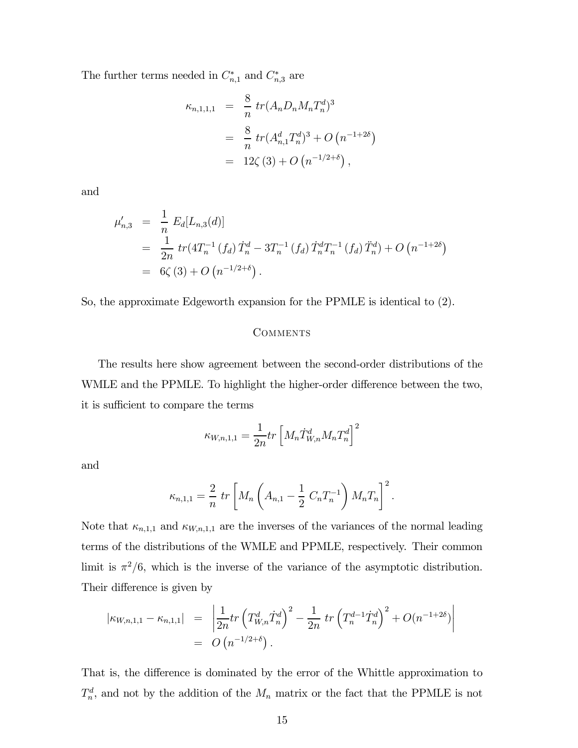The further terms needed in $C^*_{n,1}$ and $C^*_{n,3}$ are

$$
\begin{aligned}
\kappa_{n,1,1,1} &= \frac{8}{n}\ tr(A_n D_n M_n T_n^d)^3 \\
&= \frac{8}{n}\ tr(A_{n,1}^d T_n^d)^3 + O\left(n^{-1+2\delta}\right) \\
&= 12\zeta\left(3\right) + O\left(n^{-1/2+\delta}\right),
\end{aligned}
$$

and

$$
\begin{aligned}
\mu'_{n,3} &= \frac{1}{n}\ E_d[L_{n,3}(d)] \\
&= \frac{1}{2n}\ tr(4T_n^{-1}\left(f_d\right)\dot{T}_n^d - 3T_n^{-1}\left(f_d\right)\dot{T}_n^d T_n^{-1}\left(f_d\right)\ddot{T}_n^d) + O\left(n^{-1+2\delta}\right) \\
&= 6\zeta\left(3\right) + O\left(n^{-1/2+\delta}\right).
\end{aligned}
$$

So, the approximate Edgeworth expansion for the PPMLE is identical to (2).

## Comments

The results here show agreement between the second-order distributions of the WMLE and the PPMLE. To highlight the higher-order difference between the two, it is sufficient to compare the terms

$$
\kappa_{W,n,1,1} = \frac{1}{2n} tr\left[M_n \dot{T}_{W,n}^d M_n T_n^d\right]^2
$$

and

$$
\kappa_{n,1,1} = \frac{2}{n}\ tr\left[M_n\left(A_{n,1} - \frac{1}{2}\ C_n T_n^{-1}\right) M_n T_n\right]^2.
$$

Note that $\kappa_{n,1,1}$ and $\kappa_{W,n,1,1}$ are the inverses of the variances of the normal leading terms of the distributions of the WMLE and PPMLE, respectively. Their common limit is $\pi^2/6$, which is the inverse of the variance of the asymptotic distribution. Their difference is given by

$$
\begin{aligned}
\left|\kappa_{W,n,1,1} - \kappa_{n,1,1}\right| &= \left|\frac{1}{2n} tr\left(T_{W,n}^d \dot{T}_n^d\right)^2 - \frac{1}{2n}\ tr\left(T_n^{d-1} \dot{T}_n^d\right)^2 + O(n^{-1+2\delta})\right| \\
&= O\left(n^{-1/2+\delta}\right).
\end{aligned}
$$

That is, the difference is dominated by the error of the Whittle approximation to $T_n^d$, and not by the addition of the $M_n$ matrix or the fact that the PPMLE is not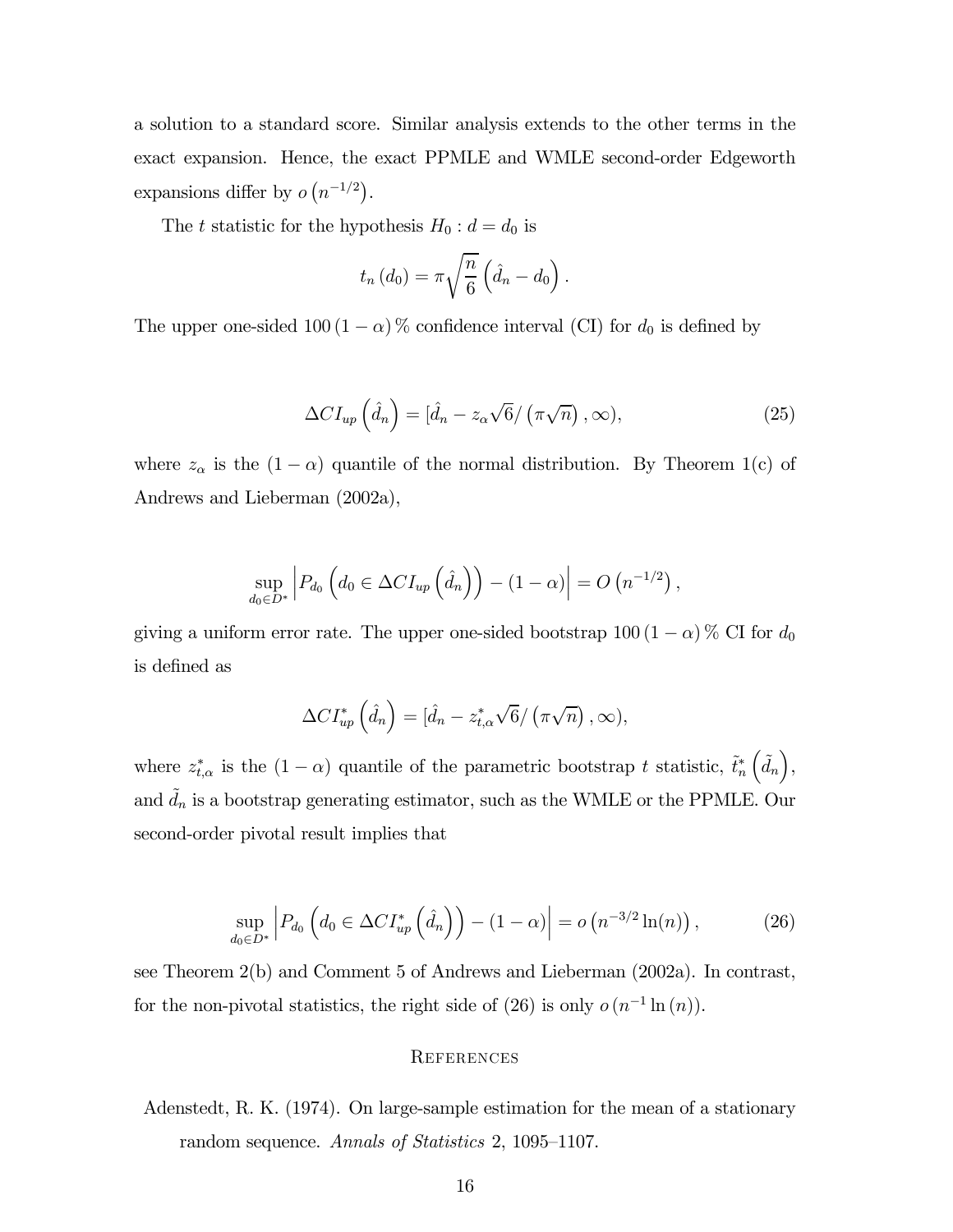a solution to a standard score. Similar analysis extends to the other terms in the exact expansion. Hence, the exact PPMLE and WMLE second-order Edgeworth expansions differ by $o\left(n^{-1/2}\right)$.

The $t$ statistic for the hypothesis $H_0 : d = d_0$ is

$$t_n\left(d_0\right) = \pi\sqrt{\frac{n}{6}}\left(\hat{d}_n - d_0\right).$$

The upper one-sided $100\left(1-\alpha\right)\%$ confidence interval (CI) for $d_0$ is defined by

$$\Delta CI_{up}\left(\hat{d}_n\right) = [\hat{d}_n - z_\alpha\sqrt{6}/\left(\pi\sqrt{n}\right), \infty), \tag{25}$$

where $z_\alpha$ is the $(1-\alpha)$ quantile of the normal distribution. By Theorem 1(c) of Andrews and Lieberman (2002a),

$$\sup_{d_0\in D^*}\left|P_{d_0}\left(d_0 \in \Delta CI_{up}\left(\hat{d}_n\right)\right) - (1-\alpha)\right| = O\left(n^{-1/2}\right),$$

giving a uniform error rate. The upper one-sided bootstrap $100\left(1-\alpha\right)\%$ CI for $d_0$ is defined as

$$\Delta CI_{up}^*\left(\hat{d}_n\right) = [\hat{d}_n - z_{t,\alpha}^*\sqrt{6}/\left(\pi\sqrt{n}\right), \infty),$$

where $z_{t,\alpha}^*$ is the $(1-\alpha)$ quantile of the parametric bootstrap $t$ statistic, $\tilde{t}_n^*\left(\tilde{d}_n\right)$, and $\tilde{d}_n$ is a bootstrap generating estimator, such as the WMLE or the PPMLE. Our second-order pivotal result implies that

$$\sup_{d_0\in D^*}\left|P_{d_0}\left(d_0 \in \Delta CI_{up}^*\left(\hat{d}_n\right)\right) - (1-\alpha)\right| = o\left(n^{-3/2}\ln(n)\right), \tag{26}$$

see Theorem 2(b) and Comment 5 of Andrews and Lieberman (2002a). In contrast, for the non-pivotal statistics, the right side of (26) is only $o\left(n^{-1}\ln\left(n\right)\right)$.

## References

Adenstedt, R. K. (1974). On large-sample estimation for the mean of a stationary random sequence. *Annals of Statistics* 2, 1095–1107.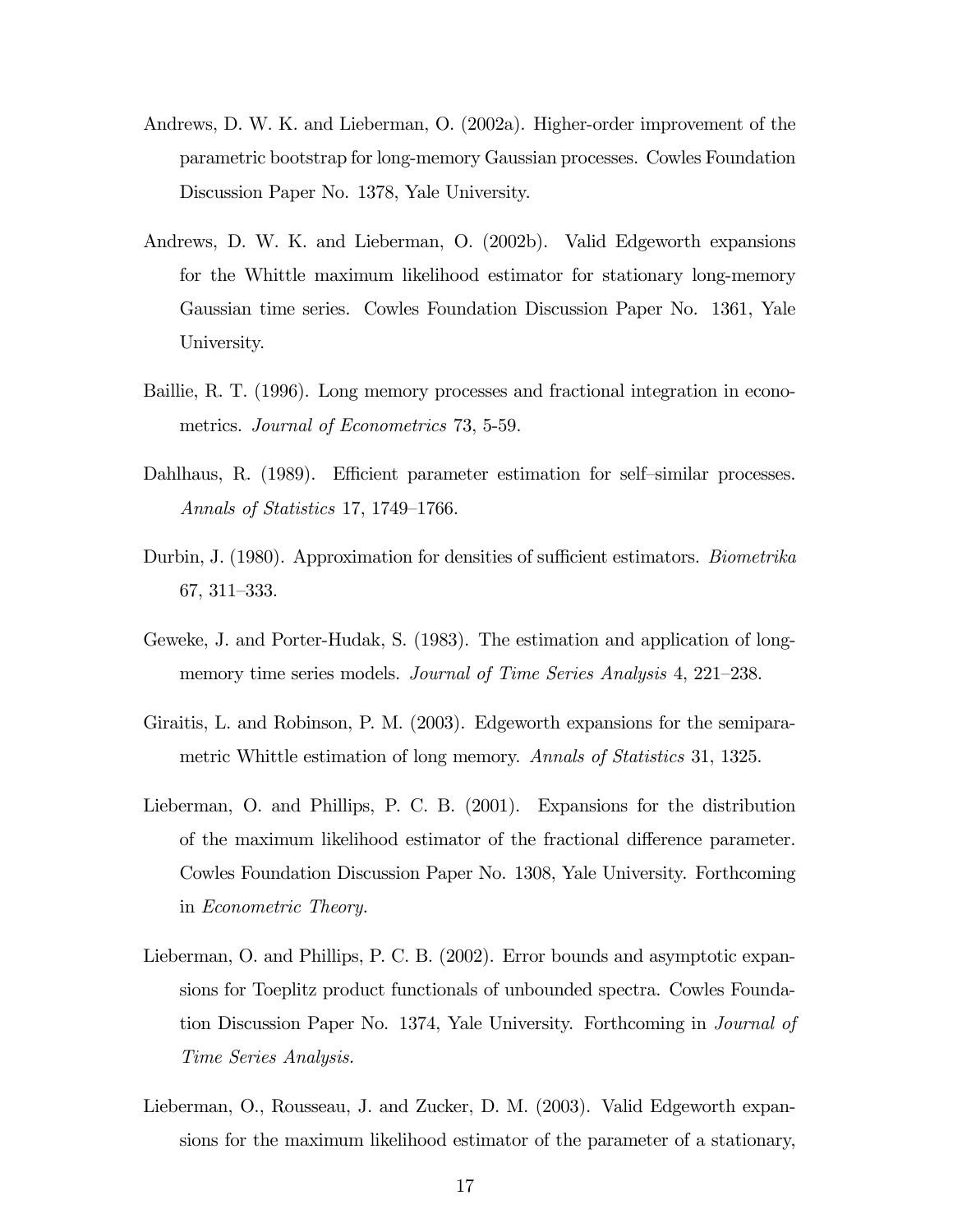Andrews, D. W. K. and Lieberman, O. (2002a). Higher-order improvement of the parametric bootstrap for long-memory Gaussian processes. Cowles Foundation Discussion Paper No. 1378, Yale University.

Andrews, D. W. K. and Lieberman, O. (2002b). Valid Edgeworth expansions for the Whittle maximum likelihood estimator for stationary long-memory Gaussian time series. Cowles Foundation Discussion Paper No. 1361, Yale University.

Baillie, R. T. (1996). Long memory processes and fractional integration in econometrics. *Journal of Econometrics* 73, 5-59.

Dahlhaus, R. (1989). Efficient parameter estimation for self–similar processes. *Annals of Statistics* 17, 1749–1766.

Durbin, J. (1980). Approximation for densities of sufficient estimators. *Biometrika* 67, 311–333.

Geweke, J. and Porter-Hudak, S. (1983). The estimation and application of long-memory time series models. *Journal of Time Series Analysis* 4, 221–238.

Giraitis, L. and Robinson, P. M. (2003). Edgeworth expansions for the semiparametric Whittle estimation of long memory. *Annals of Statistics* 31, 1325.

Lieberman, O. and Phillips, P. C. B. (2001). Expansions for the distribution of the maximum likelihood estimator of the fractional difference parameter. Cowles Foundation Discussion Paper No. 1308, Yale University. Forthcoming in *Econometric Theory.*

Lieberman, O. and Phillips, P. C. B. (2002). Error bounds and asymptotic expansions for Toeplitz product functionals of unbounded spectra. Cowles Foundation Discussion Paper No. 1374, Yale University. Forthcoming in *Journal of Time Series Analysis.*

Lieberman, O., Rousseau, J. and Zucker, D. M. (2003). Valid Edgeworth expansions for the maximum likelihood estimator of the parameter of a stationary,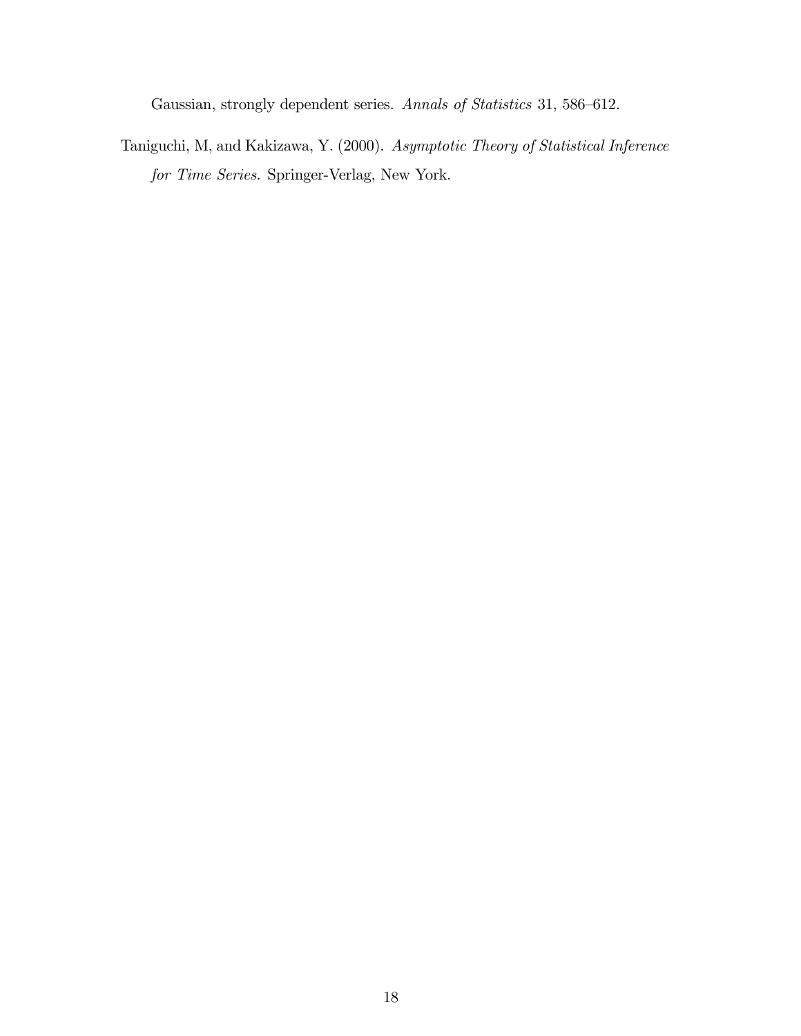Gaussian, strongly dependent series. *Annals of Statistics* 31, 586–612.

Taniguchi, M, and Kakizawa, Y. (2000). *Asymptotic Theory of Statistical Inference for Time Series.* Springer-Verlag, New York.